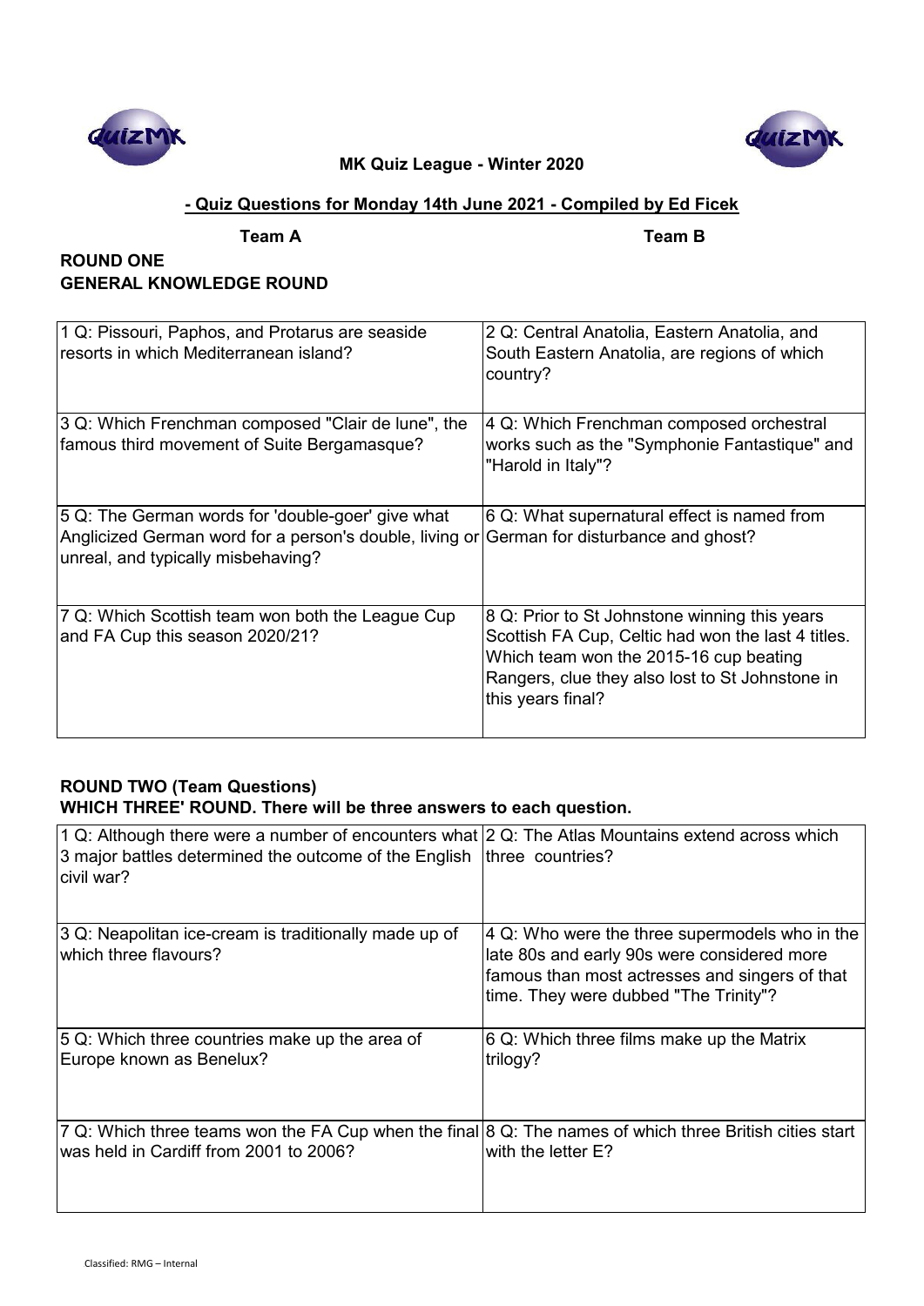**MK Quiz League - Winter 2020**

**- Quiz Questions for Monday 14th June 2021 - Compiled by Ed Ficek**

**Team A** **Team B**

## ROUND ONE
## GENERAL KNOWLEDGE ROUND

| Team A | Team B |
|---|---|
| 1 Q: Pissouri, Paphos, and Protarus are seaside resorts in which Mediterranean island? | 2 Q: Central Anatolia, Eastern Anatolia, and South Eastern Anatolia, are regions of which country? |
| 3 Q: Which Frenchman composed "Clair de lune", the famous third movement of Suite Bergamasque? | 4 Q: Which Frenchman composed orchestral works such as the "Symphonie Fantastique" and "Harold in Italy"? |
| 5 Q: The German words for 'double-goer' give what Anglicized German word for a person's double, living or unreal, and typically misbehaving? | 6 Q: What supernatural effect is named from German for disturbance and ghost? |
| 7 Q: Which Scottish team won both the League Cup and FA Cup this season 2020/21? | 8 Q: Prior to St Johnstone winning this years Scottish FA Cup, Celtic had won the last 4 titles. Which team won the 2015-16 cup beating Rangers, clue they also lost to St Johnstone in this years final? |

## ROUND TWO (Team Questions)
## WHICH THREE' ROUND. There will be three answers to each question.

| Team A | Team B |
|---|---|
| 1 Q: Although there were a number of encounters what 3 major battles determined the outcome of the English civil war? | 2 Q: The Atlas Mountains extend across which three countries? |
| 3 Q: Neapolitan ice-cream is traditionally made up of which three flavours? | 4 Q: Who were the three supermodels who in the late 80s and early 90s were considered more famous than most actresses and singers of that time. They were dubbed "The Trinity"? |
| 5 Q: Which three countries make up the area of Europe known as Benelux? | 6 Q: Which three films make up the Matrix trilogy? |
| 7 Q: Which three teams won the FA Cup when the final was held in Cardiff from 2001 to 2006? | 8 Q: The names of which three British cities start with the letter E? |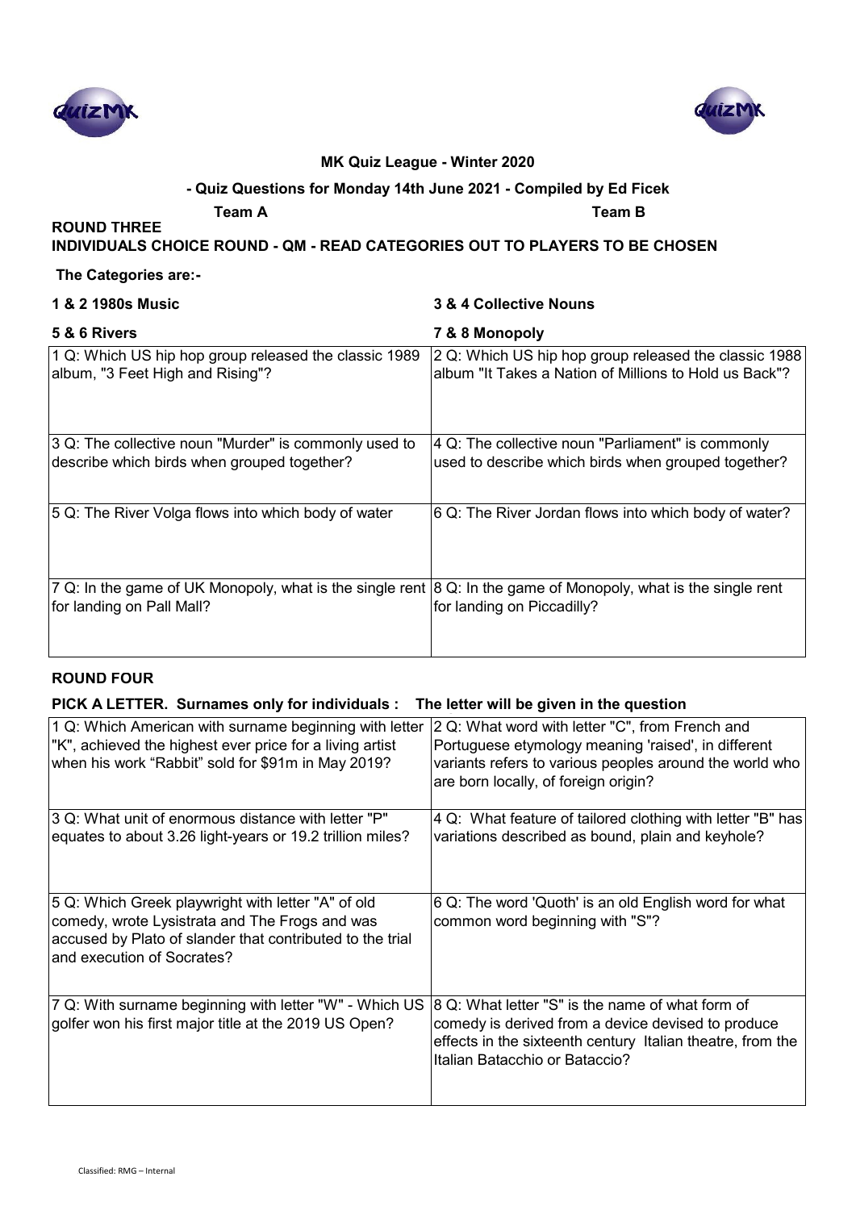**MK Quiz League - Winter 2020**

**- Quiz Questions for Monday 14th June 2021 - Compiled by Ed Ficek**

**Team A** **Team B**

## ROUND THREE

**INDIVIDUALS CHOICE ROUND - QM - READ CATEGORIES OUT TO PLAYERS TO BE CHOSEN**

**The Categories are:-**

**1 & 2 1980s Music** **3 & 4 Collective Nouns**

| 5 & 6 Rivers | 7 & 8 Monopoly |
|---|---|
| 1 Q: Which US hip hop group released the classic 1989 album, "3 Feet High and Rising"? | 2 Q: Which US hip hop group released the classic 1988 album "It Takes a Nation of Millions to Hold us Back"? |
| 3 Q: The collective noun "Murder" is commonly used to describe which birds when grouped together? | 4 Q: The collective noun "Parliament" is commonly used to describe which birds when grouped together? |
| 5 Q: The River Volga flows into which body of water | 6 Q: The River Jordan flows into which body of water? |
| 7 Q: In the game of UK Monopoly, what is the single rent for landing on Pall Mall? | 8 Q: In the game of Monopoly, what is the single rent for landing on Piccadilly? |

## ROUND FOUR

**PICK A LETTER. Surnames only for individuals : The letter will be given in the question**

| | |
|---|---|
| 1 Q: Which American with surname beginning with letter "K", achieved the highest ever price for a living artist when his work "Rabbit" sold for $91m in May 2019? | 2 Q: What word with letter "C", from French and Portuguese etymology meaning 'raised', in different variants refers to various peoples around the world who are born locally, of foreign origin? |
| 3 Q: What unit of enormous distance with letter "P" equates to about 3.26 light-years or 19.2 trillion miles? | 4 Q: What feature of tailored clothing with letter "B" has variations described as bound, plain and keyhole? |
| 5 Q: Which Greek playwright with letter "A" of old comedy, wrote Lysistrata and The Frogs and was accused by Plato of slander that contributed to the trial and execution of Socrates? | 6 Q: The word 'Quoth' is an old English word for what common word beginning with "S"? |
| 7 Q: With surname beginning with letter "W" - Which US golfer won his first major title at the 2019 US Open? | 8 Q: What letter "S" is the name of what form of comedy is derived from a device devised to produce effects in the sixteenth century Italian theatre, from the Italian Batacchio or Bataccio? |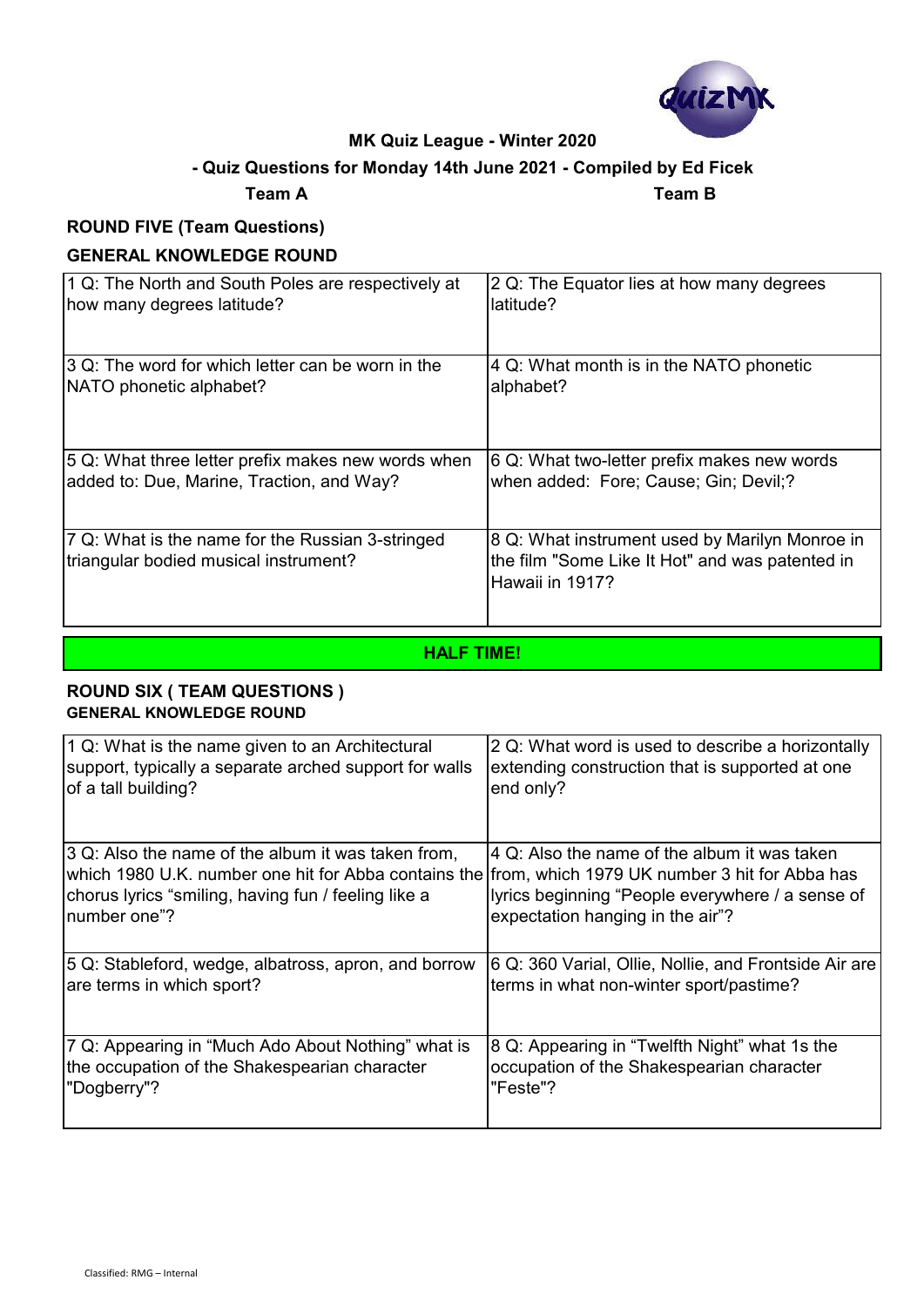**MK Quiz League - Winter 2020**

**- Quiz Questions for Monday 14th June 2021 - Compiled by Ed Ficek**

**Team A** **Team B**

## ROUND FIVE (Team Questions)

### GENERAL KNOWLEDGE ROUND

| Team A | Team B |
|---|---|
| 1 Q: The North and South Poles are respectively at how many degrees latitude? | 2 Q: The Equator lies at how many degrees latitude? |
| 3 Q: The word for which letter can be worn in the NATO phonetic alphabet? | 4 Q: What month is in the NATO phonetic alphabet? |
| 5 Q: What three letter prefix makes new words when added to: Due, Marine, Traction, and Way? | 6 Q: What two-letter prefix makes new words when added: Fore; Cause; Gin; Devil;? |
| 7 Q: What is the name for the Russian 3-stringed triangular bodied musical instrument? | 8 Q: What instrument used by Marilyn Monroe in the film "Some Like It Hot" and was patented in Hawaii in 1917? |

**HALF TIME!**

## ROUND SIX ( TEAM QUESTIONS )

### GENERAL KNOWLEDGE ROUND

| Team A | Team B |
|---|---|
| 1 Q: What is the name given to an Architectural support, typically a separate arched support for walls of a tall building? | 2 Q: What word is used to describe a horizontally extending construction that is supported at one end only? |
| 3 Q: Also the name of the album it was taken from, which 1980 U.K. number one hit for Abba contains the chorus lyrics "smiling, having fun / feeling like a number one"? | 4 Q: Also the name of the album it was taken from, which 1979 UK number 3 hit for Abba has lyrics beginning "People everywhere / a sense of expectation hanging in the air"? |
| 5 Q: Stableford, wedge, albatross, apron, and borrow are terms in which sport? | 6 Q: 360 Varial, Ollie, Nollie, and Frontside Air are terms in what non-winter sport/pastime? |
| 7 Q: Appearing in "Much Ado About Nothing" what is the occupation of the Shakespearian character "Dogberry"? | 8 Q: Appearing in "Twelfth Night" what 1s the occupation of the Shakespearian character "Feste"? |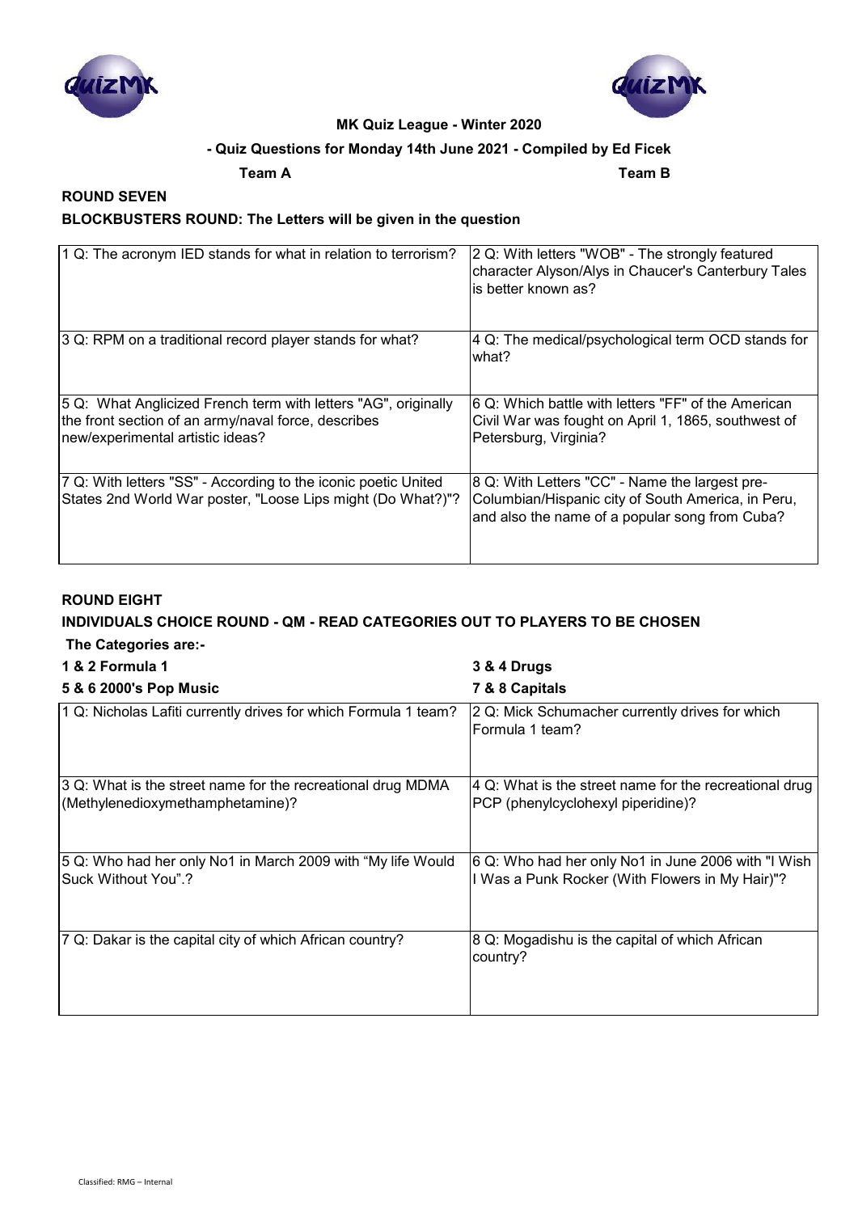**MK Quiz League - Winter 2020**

**- Quiz Questions for Monday 14th June 2021 - Compiled by Ed Ficek**

**Team A** **Team B**

## ROUND SEVEN

### BLOCKBUSTERS ROUND: The Letters will be given in the question

| Team A | Team B |
|---|---|
| 1 Q: The acronym IED stands for what in relation to terrorism? | 2 Q: With letters "WOB" - The strongly featured character Alyson/Alys in Chaucer's Canterbury Tales is better known as? |
| 3 Q: RPM on a traditional record player stands for what? | 4 Q: The medical/psychological term OCD stands for what? |
| 5 Q: What Anglicized French term with letters "AG", originally the front section of an army/naval force, describes new/experimental artistic ideas? | 6 Q: Which battle with letters "FF" of the American Civil War was fought on April 1, 1865, southwest of Petersburg, Virginia? |
| 7 Q: With letters "SS" - According to the iconic poetic United States 2nd World War poster, "Loose Lips might (Do What?)"? | 8 Q: With Letters "CC" - Name the largest pre-Columbian/Hispanic city of South America, in Peru, and also the name of a popular song from Cuba? |

## ROUND EIGHT

### INDIVIDUALS CHOICE ROUND - QM - READ CATEGORIES OUT TO PLAYERS TO BE CHOSEN

**The Categories are:-**

**1 & 2 Formula 1**

**3 & 4 Drugs**

**5 & 6 2000's Pop Music**

**7 & 8 Capitals**

| Team A | Team B |
|---|---|
| 1 Q: Nicholas Lafiti currently drives for which Formula 1 team? | 2 Q: Mick Schumacher currently drives for which Formula 1 team? |
| 3 Q: What is the street name for the recreational drug MDMA (Methylenedioxymethamphetamine)? | 4 Q: What is the street name for the recreational drug PCP (phenylcyclohexyl piperidine)? |
| 5 Q: Who had her only No1 in March 2009 with "My life Would Suck Without You".? | 6 Q: Who had her only No1 in June 2006 with "I Wish I Was a Punk Rocker (With Flowers in My Hair)"? |
| 7 Q: Dakar is the capital city of which African country? | 8 Q: Mogadishu is the capital of which African country? |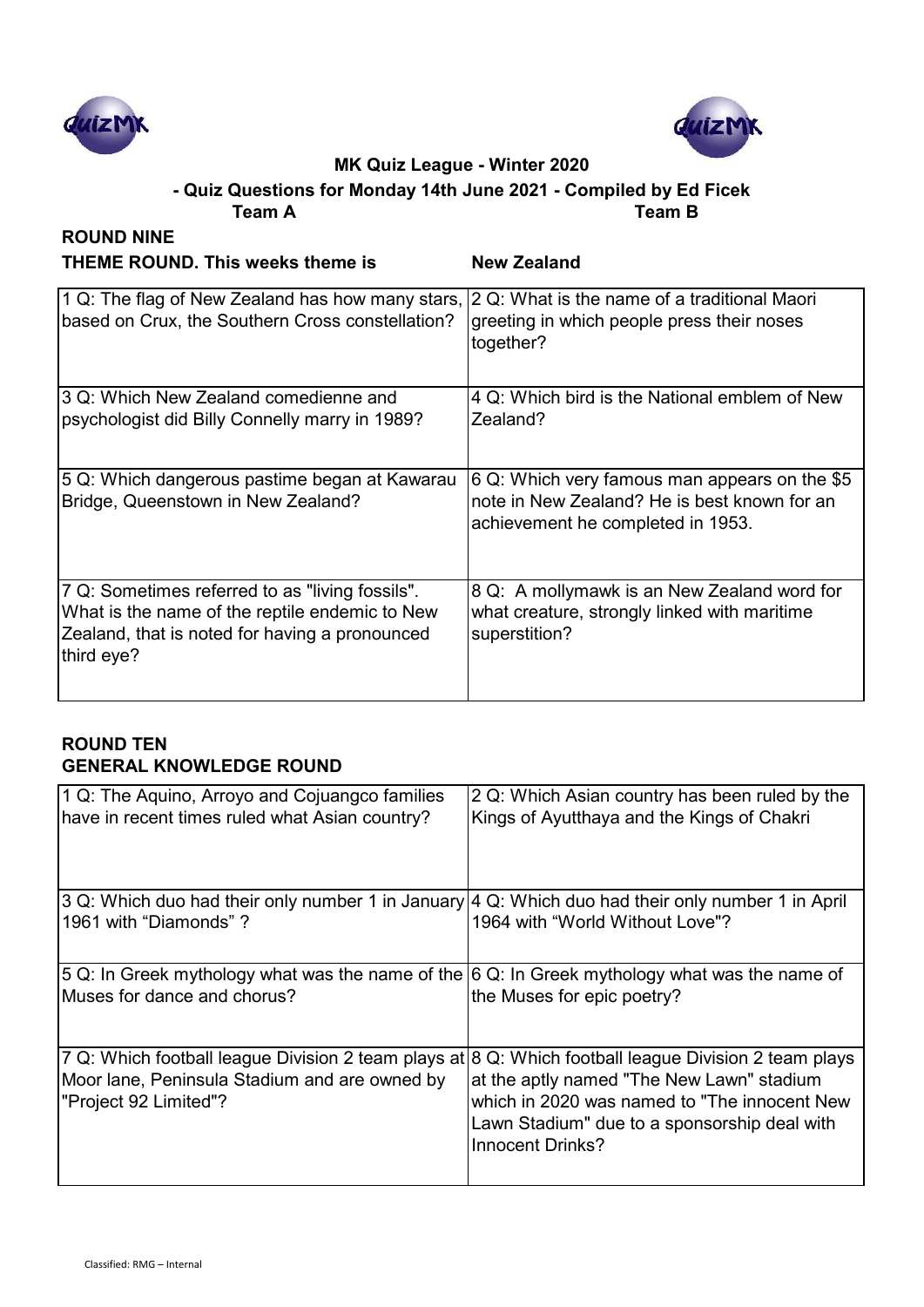**MK Quiz League - Winter 2020**

**- Quiz Questions for Monday 14th June 2021 - Compiled by Ed Ficek**

**Team A** **Team B**

## ROUND NINE

**THEME ROUND. This weeks theme is** **New Zealand**

| Team A | Team B |
|---|---|
| 1 Q: The flag of New Zealand has how many stars, based on Crux, the Southern Cross constellation? | 2 Q: What is the name of a traditional Maori greeting in which people press their noses together? |
| 3 Q: Which New Zealand comedienne and psychologist did Billy Connelly marry in 1989? | 4 Q: Which bird is the National emblem of New Zealand? |
| 5 Q: Which dangerous pastime began at Kawarau Bridge, Queenstown in New Zealand? | 6 Q: Which very famous man appears on the $5 note in New Zealand? He is best known for an achievement he completed in 1953. |
| 7 Q: Sometimes referred to as "living fossils". What is the name of the reptile endemic to New Zealand, that is noted for having a pronounced third eye? | 8 Q: A mollymawk is an New Zealand word for what creature, strongly linked with maritime superstition? |

## ROUND TEN

**GENERAL KNOWLEDGE ROUND**

| Team A | Team B |
|---|---|
| 1 Q: The Aquino, Arroyo and Cojuangco families have in recent times ruled what Asian country? | 2 Q: Which Asian country has been ruled by the Kings of Ayutthaya and the Kings of Chakri |
| 3 Q: Which duo had their only number 1 in January 1961 with "Diamonds" ? | 4 Q: Which duo had their only number 1 in April 1964 with "World Without Love"? |
| 5 Q: In Greek mythology what was the name of the Muses for dance and chorus? | 6 Q: In Greek mythology what was the name of the Muses for epic poetry? |
| 7 Q: Which football league Division 2 team plays at Moor lane, Peninsula Stadium and are owned by "Project 92 Limited"? | 8 Q: Which football league Division 2 team plays at the aptly named "The New Lawn" stadium which in 2020 was named to "The innocent New Lawn Stadium" due to a sponsorship deal with Innocent Drinks? |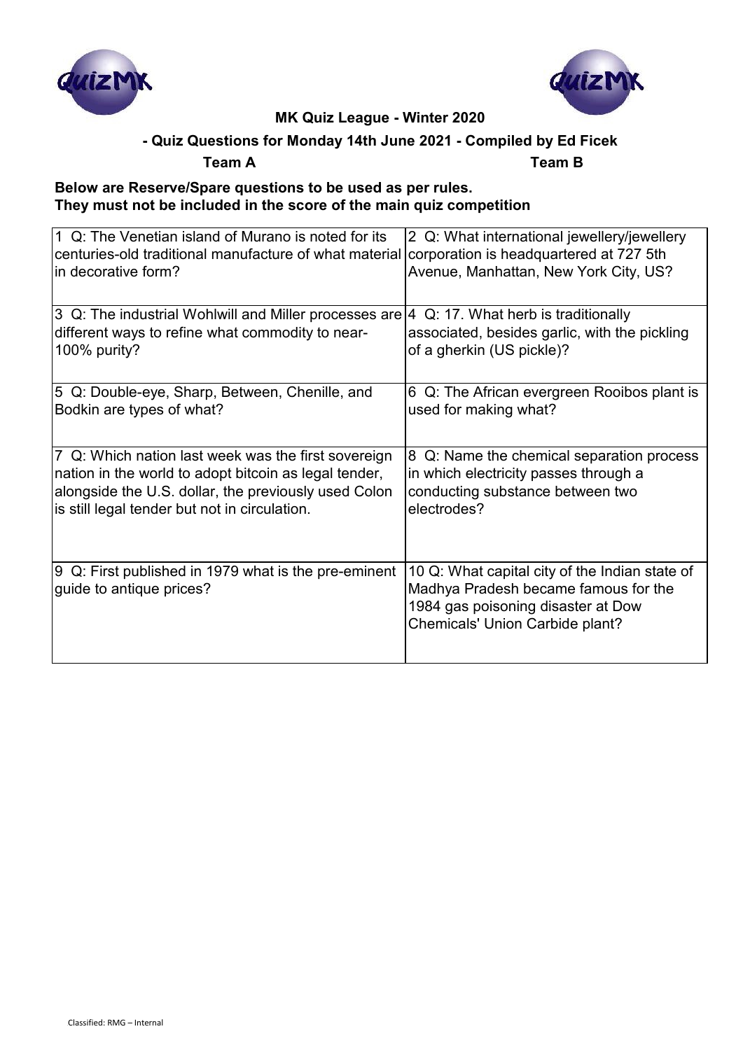**MK Quiz League - Winter 2020**

**- Quiz Questions for Monday 14th June 2021 - Compiled by Ed Ficek**

**Team A** **Team B**

**Below are Reserve/Spare questions to be used as per rules.**
**They must not be included in the score of the main quiz competition**

| | |
|---|---|
| 1 Q: The Venetian island of Murano is noted for its centuries-old traditional manufacture of what material in decorative form? | 2 Q: What international jewellery/jewellery corporation is headquartered at 727 5th Avenue, Manhattan, New York City, US? |
| 3 Q: The industrial Wohlwill and Miller processes are different ways to refine what commodity to near-100% purity? | 4 Q: 17. What herb is traditionally associated, besides garlic, with the pickling of a gherkin (US pickle)? |
| 5 Q: Double-eye, Sharp, Between, Chenille, and Bodkin are types of what? | 6 Q: The African evergreen Rooibos plant is used for making what? |
| 7 Q: Which nation last week was the first sovereign nation in the world to adopt bitcoin as legal tender, alongside the U.S. dollar, the previously used Colon is still legal tender but not in circulation. | 8 Q: Name the chemical separation process in which electricity passes through a conducting substance between two electrodes? |
| 9 Q: First published in 1979 what is the pre-eminent guide to antique prices? | 10 Q: What capital city of the Indian state of Madhya Pradesh became famous for the 1984 gas poisoning disaster at Dow Chemicals' Union Carbide plant? |

Classified: RMG – Internal